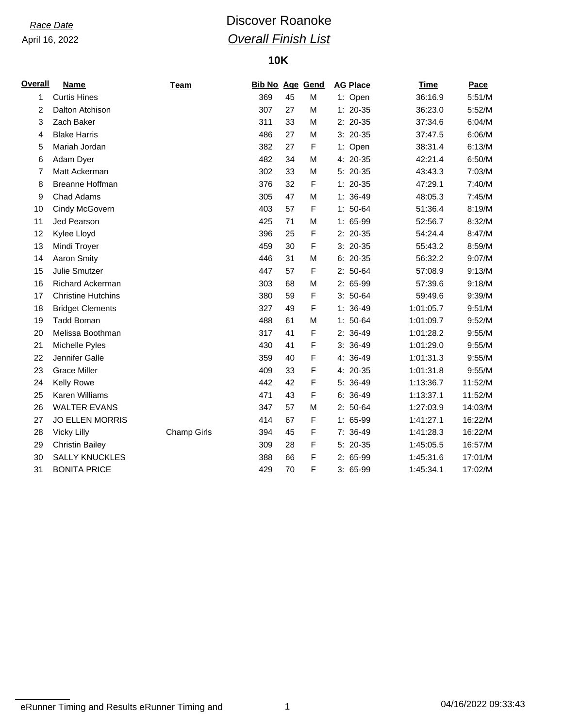*Race Date*

April 16, 2022

# Discover Roanoke

## *Overall Finish List*

### 10K

| Overall | Name | Team | Bib No | Age | Gend | AG Place | Time | Pace |
|---|---|---|---|---|---|---|---|---|
| 1 | Curtis Hines | | 369 | 45 | M | 1: Open | 36:16.9 | 5:51/M |
| 2 | Dalton Atchison | | 307 | 27 | M | 1: 20-35 | 36:23.0 | 5:52/M |
| 3 | Zach Baker | | 311 | 33 | M | 2: 20-35 | 37:34.6 | 6:04/M |
| 4 | Blake Harris | | 486 | 27 | M | 3: 20-35 | 37:47.5 | 6:06/M |
| 5 | Mariah Jordan | | 382 | 27 | F | 1: Open | 38:31.4 | 6:13/M |
| 6 | Adam Dyer | | 482 | 34 | M | 4: 20-35 | 42:21.4 | 6:50/M |
| 7 | Matt Ackerman | | 302 | 33 | M | 5: 20-35 | 43:43.3 | 7:03/M |
| 8 | Breanne Hoffman | | 376 | 32 | F | 1: 20-35 | 47:29.1 | 7:40/M |
| 9 | Chad Adams | | 305 | 47 | M | 1: 36-49 | 48:05.3 | 7:45/M |
| 10 | Cindy McGovern | | 403 | 57 | F | 1: 50-64 | 51:36.4 | 8:19/M |
| 11 | Jed Pearson | | 425 | 71 | M | 1: 65-99 | 52:56.7 | 8:32/M |
| 12 | Kylee Lloyd | | 396 | 25 | F | 2: 20-35 | 54:24.4 | 8:47/M |
| 13 | Mindi Troyer | | 459 | 30 | F | 3: 20-35 | 55:43.2 | 8:59/M |
| 14 | Aaron Smity | | 446 | 31 | M | 6: 20-35 | 56:32.2 | 9:07/M |
| 15 | Julie Smutzer | | 447 | 57 | F | 2: 50-64 | 57:08.9 | 9:13/M |
| 16 | Richard Ackerman | | 303 | 68 | M | 2: 65-99 | 57:39.6 | 9:18/M |
| 17 | Christine Hutchins | | 380 | 59 | F | 3: 50-64 | 59:49.6 | 9:39/M |
| 18 | Bridget Clements | | 327 | 49 | F | 1: 36-49 | 1:01:05.7 | 9:51/M |
| 19 | Tadd Boman | | 488 | 61 | M | 1: 50-64 | 1:01:09.7 | 9:52/M |
| 20 | Melissa Boothman | | 317 | 41 | F | 2: 36-49 | 1:01:28.2 | 9:55/M |
| 21 | Michelle Pyles | | 430 | 41 | F | 3: 36-49 | 1:01:29.0 | 9:55/M |
| 22 | Jennifer Galle | | 359 | 40 | F | 4: 36-49 | 1:01:31.3 | 9:55/M |
| 23 | Grace Miller | | 409 | 33 | F | 4: 20-35 | 1:01:31.8 | 9:55/M |
| 24 | Kelly Rowe | | 442 | 42 | F | 5: 36-49 | 1:13:36.7 | 11:52/M |
| 25 | Karen Williams | | 471 | 43 | F | 6: 36-49 | 1:13:37.1 | 11:52/M |
| 26 | WALTER EVANS | | 347 | 57 | M | 2: 50-64 | 1:27:03.9 | 14:03/M |
| 27 | JO ELLEN MORRIS | | 414 | 67 | F | 1: 65-99 | 1:41:27.1 | 16:22/M |
| 28 | Vicky Lilly | Champ Girls | 394 | 45 | F | 7: 36-49 | 1:41:28.3 | 16:22/M |
| 29 | Christin Bailey | | 309 | 28 | F | 5: 20-35 | 1:45:05.5 | 16:57/M |
| 30 | SALLY KNUCKLES | | 388 | 66 | F | 2: 65-99 | 1:45:31.6 | 17:01/M |
| 31 | BONITA PRICE | | 429 | 70 | F | 3: 65-99 | 1:45:34.1 | 17:02/M |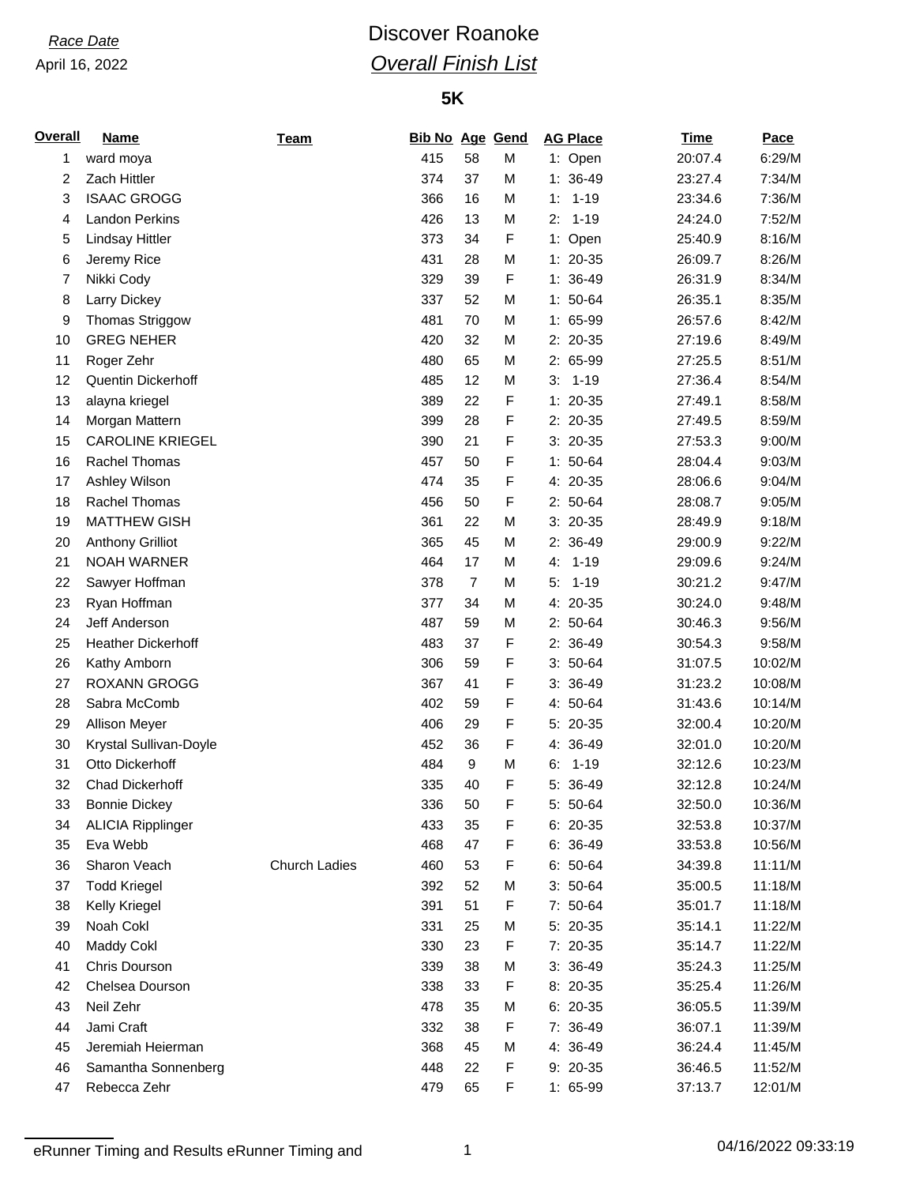*Race Date*

April 16, 2022

# Discover Roanoke

## *Overall Finish List*

### 5K

| Overall | Name | Team | Bib No | Age | Gend | AG Place | Time | Pace |
|---|---|---|---|---|---|---|---|---|
| 1 | ward moya | | 415 | 58 | M | 1: Open | 20:07.4 | 6:29/M |
| 2 | Zach Hittler | | 374 | 37 | M | 1: 36-49 | 23:27.4 | 7:34/M |
| 3 | ISAAC GROGG | | 366 | 16 | M | 1: 1-19 | 23:34.6 | 7:36/M |
| 4 | Landon Perkins | | 426 | 13 | M | 2: 1-19 | 24:24.0 | 7:52/M |
| 5 | Lindsay Hittler | | 373 | 34 | F | 1: Open | 25:40.9 | 8:16/M |
| 6 | Jeremy Rice | | 431 | 28 | M | 1: 20-35 | 26:09.7 | 8:26/M |
| 7 | Nikki Cody | | 329 | 39 | F | 1: 36-49 | 26:31.9 | 8:34/M |
| 8 | Larry Dickey | | 337 | 52 | M | 1: 50-64 | 26:35.1 | 8:35/M |
| 9 | Thomas Striggow | | 481 | 70 | M | 1: 65-99 | 26:57.6 | 8:42/M |
| 10 | GREG NEHER | | 420 | 32 | M | 2: 20-35 | 27:19.6 | 8:49/M |
| 11 | Roger Zehr | | 480 | 65 | M | 2: 65-99 | 27:25.5 | 8:51/M |
| 12 | Quentin Dickerhoff | | 485 | 12 | M | 3: 1-19 | 27:36.4 | 8:54/M |
| 13 | alayna kriegel | | 389 | 22 | F | 1: 20-35 | 27:49.1 | 8:58/M |
| 14 | Morgan Mattern | | 399 | 28 | F | 2: 20-35 | 27:49.5 | 8:59/M |
| 15 | CAROLINE KRIEGEL | | 390 | 21 | F | 3: 20-35 | 27:53.3 | 9:00/M |
| 16 | Rachel Thomas | | 457 | 50 | F | 1: 50-64 | 28:04.4 | 9:03/M |
| 17 | Ashley Wilson | | 474 | 35 | F | 4: 20-35 | 28:06.6 | 9:04/M |
| 18 | Rachel Thomas | | 456 | 50 | F | 2: 50-64 | 28:08.7 | 9:05/M |
| 19 | MATTHEW GISH | | 361 | 22 | M | 3: 20-35 | 28:49.9 | 9:18/M |
| 20 | Anthony Grilliot | | 365 | 45 | M | 2: 36-49 | 29:00.9 | 9:22/M |
| 21 | NOAH WARNER | | 464 | 17 | M | 4: 1-19 | 29:09.6 | 9:24/M |
| 22 | Sawyer Hoffman | | 378 | 7 | M | 5: 1-19 | 30:21.2 | 9:47/M |
| 23 | Ryan Hoffman | | 377 | 34 | M | 4: 20-35 | 30:24.0 | 9:48/M |
| 24 | Jeff Anderson | | 487 | 59 | M | 2: 50-64 | 30:46.3 | 9:56/M |
| 25 | Heather Dickerhoff | | 483 | 37 | F | 2: 36-49 | 30:54.3 | 9:58/M |
| 26 | Kathy Amborn | | 306 | 59 | F | 3: 50-64 | 31:07.5 | 10:02/M |
| 27 | ROXANN GROGG | | 367 | 41 | F | 3: 36-49 | 31:23.2 | 10:08/M |
| 28 | Sabra McComb | | 402 | 59 | F | 4: 50-64 | 31:43.6 | 10:14/M |
| 29 | Allison Meyer | | 406 | 29 | F | 5: 20-35 | 32:00.4 | 10:20/M |
| 30 | Krystal Sullivan-Doyle | | 452 | 36 | F | 4: 36-49 | 32:01.0 | 10:20/M |
| 31 | Otto Dickerhoff | | 484 | 9 | M | 6: 1-19 | 32:12.6 | 10:23/M |
| 32 | Chad Dickerhoff | | 335 | 40 | F | 5: 36-49 | 32:12.8 | 10:24/M |
| 33 | Bonnie Dickey | | 336 | 50 | F | 5: 50-64 | 32:50.0 | 10:36/M |
| 34 | ALICIA Ripplinger | | 433 | 35 | F | 6: 20-35 | 32:53.8 | 10:37/M |
| 35 | Eva Webb | | 468 | 47 | F | 6: 36-49 | 33:53.8 | 10:56/M |
| 36 | Sharon Veach | Church Ladies | 460 | 53 | F | 6: 50-64 | 34:39.8 | 11:11/M |
| 37 | Todd Kriegel | | 392 | 52 | M | 3: 50-64 | 35:00.5 | 11:18/M |
| 38 | Kelly Kriegel | | 391 | 51 | F | 7: 50-64 | 35:01.7 | 11:18/M |
| 39 | Noah Cokl | | 331 | 25 | M | 5: 20-35 | 35:14.1 | 11:22/M |
| 40 | Maddy Cokl | | 330 | 23 | F | 7: 20-35 | 35:14.7 | 11:22/M |
| 41 | Chris Dourson | | 339 | 38 | M | 3: 36-49 | 35:24.3 | 11:25/M |
| 42 | Chelsea Dourson | | 338 | 33 | F | 8: 20-35 | 35:25.4 | 11:26/M |
| 43 | Neil Zehr | | 478 | 35 | M | 6: 20-35 | 36:05.5 | 11:39/M |
| 44 | Jami Craft | | 332 | 38 | F | 7: 36-49 | 36:07.1 | 11:39/M |
| 45 | Jeremiah Heierman | | 368 | 45 | M | 4: 36-49 | 36:24.4 | 11:45/M |
| 46 | Samantha Sonnenberg | | 448 | 22 | F | 9: 20-35 | 36:46.5 | 11:52/M |
| 47 | Rebecca Zehr | | 479 | 65 | F | 1: 65-99 | 37:13.7 | 12:01/M |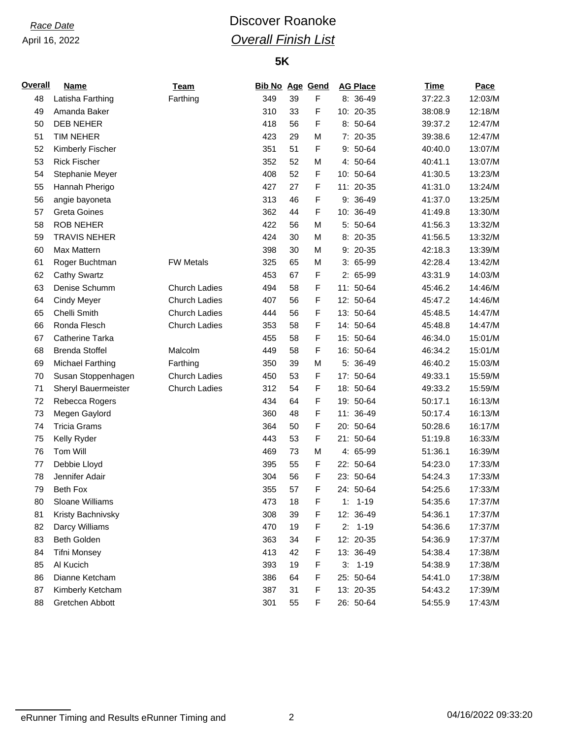*Race Date*
April 16, 2022

# Discover Roanoke
## *Overall Finish List*

### 5K

| Overall | Name | Team | Bib No | Age | Gend | AG Place | Time | Pace |
|---|---|---|---|---|---|---|---|---|
| 48 | Latisha Farthing | Farthing | 349 | 39 | F | 8: 36-49 | 37:22.3 | 12:03/M |
| 49 | Amanda Baker | | 310 | 33 | F | 10: 20-35 | 38:08.9 | 12:18/M |
| 50 | DEB NEHER | | 418 | 56 | F | 8: 50-64 | 39:37.2 | 12:47/M |
| 51 | TIM NEHER | | 423 | 29 | M | 7: 20-35 | 39:38.6 | 12:47/M |
| 52 | Kimberly Fischer | | 351 | 51 | F | 9: 50-64 | 40:40.0 | 13:07/M |
| 53 | Rick Fischer | | 352 | 52 | M | 4: 50-64 | 40:41.1 | 13:07/M |
| 54 | Stephanie Meyer | | 408 | 52 | F | 10: 50-64 | 41:30.5 | 13:23/M |
| 55 | Hannah Pherigo | | 427 | 27 | F | 11: 20-35 | 41:31.0 | 13:24/M |
| 56 | angie bayoneta | | 313 | 46 | F | 9: 36-49 | 41:37.0 | 13:25/M |
| 57 | Greta Goines | | 362 | 44 | F | 10: 36-49 | 41:49.8 | 13:30/M |
| 58 | ROB NEHER | | 422 | 56 | M | 5: 50-64 | 41:56.3 | 13:32/M |
| 59 | TRAVIS NEHER | | 424 | 30 | M | 8: 20-35 | 41:56.5 | 13:32/M |
| 60 | Max Mattern | | 398 | 30 | M | 9: 20-35 | 42:18.3 | 13:39/M |
| 61 | Roger Buchtman | FW Metals | 325 | 65 | M | 3: 65-99 | 42:28.4 | 13:42/M |
| 62 | Cathy Swartz | | 453 | 67 | F | 2: 65-99 | 43:31.9 | 14:03/M |
| 63 | Denise Schumm | Church Ladies | 494 | 58 | F | 11: 50-64 | 45:46.2 | 14:46/M |
| 64 | Cindy Meyer | Church Ladies | 407 | 56 | F | 12: 50-64 | 45:47.2 | 14:46/M |
| 65 | Chelli Smith | Church Ladies | 444 | 56 | F | 13: 50-64 | 45:48.5 | 14:47/M |
| 66 | Ronda Flesch | Church Ladies | 353 | 58 | F | 14: 50-64 | 45:48.8 | 14:47/M |
| 67 | Catherine Tarka | | 455 | 58 | F | 15: 50-64 | 46:34.0 | 15:01/M |
| 68 | Brenda Stoffel | Malcolm | 449 | 58 | F | 16: 50-64 | 46:34.2 | 15:01/M |
| 69 | Michael Farthing | Farthing | 350 | 39 | M | 5: 36-49 | 46:40.2 | 15:03/M |
| 70 | Susan Stoppenhagen | Church Ladies | 450 | 53 | F | 17: 50-64 | 49:33.1 | 15:59/M |
| 71 | Sheryl Bauermeister | Church Ladies | 312 | 54 | F | 18: 50-64 | 49:33.2 | 15:59/M |
| 72 | Rebecca Rogers | | 434 | 64 | F | 19: 50-64 | 50:17.1 | 16:13/M |
| 73 | Megen Gaylord | | 360 | 48 | F | 11: 36-49 | 50:17.4 | 16:13/M |
| 74 | Tricia Grams | | 364 | 50 | F | 20: 50-64 | 50:28.6 | 16:17/M |
| 75 | Kelly Ryder | | 443 | 53 | F | 21: 50-64 | 51:19.8 | 16:33/M |
| 76 | Tom Will | | 469 | 73 | M | 4: 65-99 | 51:36.1 | 16:39/M |
| 77 | Debbie Lloyd | | 395 | 55 | F | 22: 50-64 | 54:23.0 | 17:33/M |
| 78 | Jennifer Adair | | 304 | 56 | F | 23: 50-64 | 54:24.3 | 17:33/M |
| 79 | Beth Fox | | 355 | 57 | F | 24: 50-64 | 54:25.6 | 17:33/M |
| 80 | Sloane Williams | | 473 | 18 | F | 1: 1-19 | 54:35.6 | 17:37/M |
| 81 | Kristy Bachnivsky | | 308 | 39 | F | 12: 36-49 | 54:36.1 | 17:37/M |
| 82 | Darcy Williams | | 470 | 19 | F | 2: 1-19 | 54:36.6 | 17:37/M |
| 83 | Beth Golden | | 363 | 34 | F | 12: 20-35 | 54:36.9 | 17:37/M |
| 84 | Tifni Monsey | | 413 | 42 | F | 13: 36-49 | 54:38.4 | 17:38/M |
| 85 | Al Kucich | | 393 | 19 | F | 3: 1-19 | 54:38.9 | 17:38/M |
| 86 | Dianne Ketcham | | 386 | 64 | F | 25: 50-64 | 54:41.0 | 17:38/M |
| 87 | Kimberly Ketcham | | 387 | 31 | F | 13: 20-35 | 54:43.2 | 17:39/M |
| 88 | Gretchen Abbott | | 301 | 55 | F | 26: 50-64 | 54:55.9 | 17:43/M |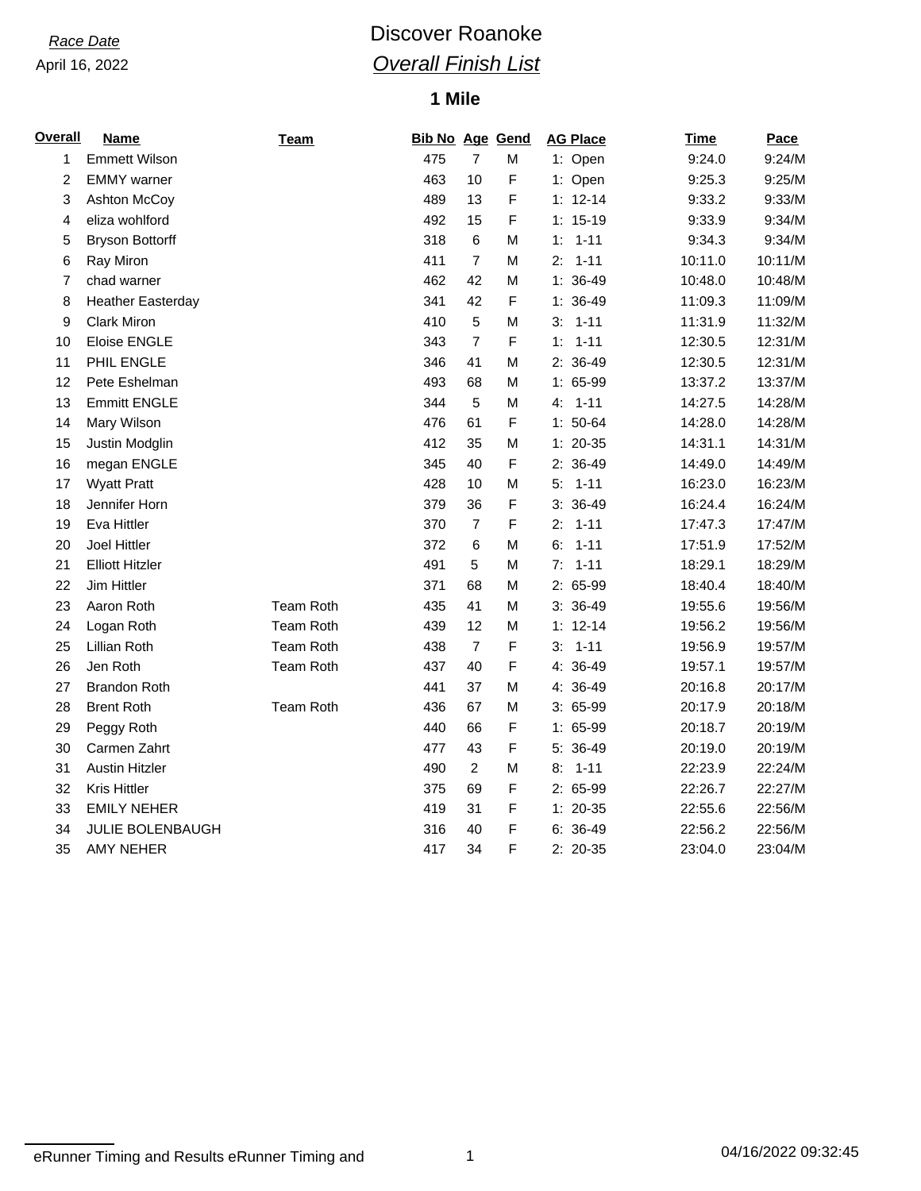*Race Date*

April 16, 2022

# Discover Roanoke

## *Overall Finish List*

### 1 Mile

| Overall | Name | Team | Bib No | Age | Gend | AG Place | Time | Pace |
|---|---|---|---|---|---|---|---|---|
| 1 | Emmett Wilson | | 475 | 7 | M | 1: Open | 9:24.0 | 9:24/M |
| 2 | EMMY warner | | 463 | 10 | F | 1: Open | 9:25.3 | 9:25/M |
| 3 | Ashton McCoy | | 489 | 13 | F | 1: 12-14 | 9:33.2 | 9:33/M |
| 4 | eliza wohlford | | 492 | 15 | F | 1: 15-19 | 9:33.9 | 9:34/M |
| 5 | Bryson Bottorff | | 318 | 6 | M | 1: 1-11 | 9:34.3 | 9:34/M |
| 6 | Ray Miron | | 411 | 7 | M | 2: 1-11 | 10:11.0 | 10:11/M |
| 7 | chad warner | | 462 | 42 | M | 1: 36-49 | 10:48.0 | 10:48/M |
| 8 | Heather Easterday | | 341 | 42 | F | 1: 36-49 | 11:09.3 | 11:09/M |
| 9 | Clark Miron | | 410 | 5 | M | 3: 1-11 | 11:31.9 | 11:32/M |
| 10 | Eloise ENGLE | | 343 | 7 | F | 1: 1-11 | 12:30.5 | 12:31/M |
| 11 | PHIL ENGLE | | 346 | 41 | M | 2: 36-49 | 12:30.5 | 12:31/M |
| 12 | Pete Eshelman | | 493 | 68 | M | 1: 65-99 | 13:37.2 | 13:37/M |
| 13 | Emmitt ENGLE | | 344 | 5 | M | 4: 1-11 | 14:27.5 | 14:28/M |
| 14 | Mary Wilson | | 476 | 61 | F | 1: 50-64 | 14:28.0 | 14:28/M |
| 15 | Justin Modglin | | 412 | 35 | M | 1: 20-35 | 14:31.1 | 14:31/M |
| 16 | megan ENGLE | | 345 | 40 | F | 2: 36-49 | 14:49.0 | 14:49/M |
| 17 | Wyatt Pratt | | 428 | 10 | M | 5: 1-11 | 16:23.0 | 16:23/M |
| 18 | Jennifer Horn | | 379 | 36 | F | 3: 36-49 | 16:24.4 | 16:24/M |
| 19 | Eva Hittler | | 370 | 7 | F | 2: 1-11 | 17:47.3 | 17:47/M |
| 20 | Joel Hittler | | 372 | 6 | M | 6: 1-11 | 17:51.9 | 17:52/M |
| 21 | Elliott Hitzler | | 491 | 5 | M | 7: 1-11 | 18:29.1 | 18:29/M |
| 22 | Jim Hittler | | 371 | 68 | M | 2: 65-99 | 18:40.4 | 18:40/M |
| 23 | Aaron Roth | Team Roth | 435 | 41 | M | 3: 36-49 | 19:55.6 | 19:56/M |
| 24 | Logan Roth | Team Roth | 439 | 12 | M | 1: 12-14 | 19:56.2 | 19:56/M |
| 25 | Lillian Roth | Team Roth | 438 | 7 | F | 3: 1-11 | 19:56.9 | 19:57/M |
| 26 | Jen Roth | Team Roth | 437 | 40 | F | 4: 36-49 | 19:57.1 | 19:57/M |
| 27 | Brandon Roth | | 441 | 37 | M | 4: 36-49 | 20:16.8 | 20:17/M |
| 28 | Brent Roth | Team Roth | 436 | 67 | M | 3: 65-99 | 20:17.9 | 20:18/M |
| 29 | Peggy Roth | | 440 | 66 | F | 1: 65-99 | 20:18.7 | 20:19/M |
| 30 | Carmen Zahrt | | 477 | 43 | F | 5: 36-49 | 20:19.0 | 20:19/M |
| 31 | Austin Hitzler | | 490 | 2 | M | 8: 1-11 | 22:23.9 | 22:24/M |
| 32 | Kris Hittler | | 375 | 69 | F | 2: 65-99 | 22:26.7 | 22:27/M |
| 33 | EMILY NEHER | | 419 | 31 | F | 1: 20-35 | 22:55.6 | 22:56/M |
| 34 | JULIE BOLENBAUGH | | 316 | 40 | F | 6: 36-49 | 22:56.2 | 22:56/M |
| 35 | AMY NEHER | | 417 | 34 | F | 2: 20-35 | 23:04.0 | 23:04/M |

eRunner Timing and Results eRunner Timing and

04/16/2022 09:32:45